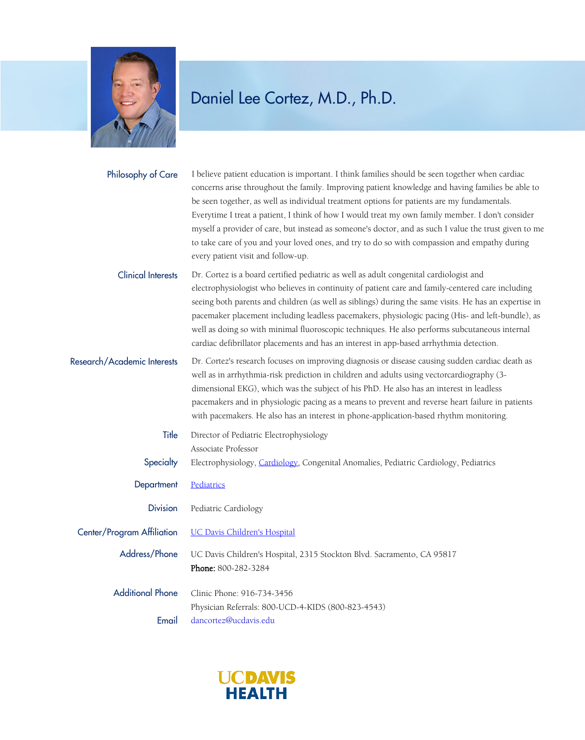# Daniel Lee Cortez, M.D., Ph.D.

**Philosophy of Care**

I believe patient education is important. I think families should be seen together when cardiac concerns arise throughout the family. Improving patient knowledge and having families be able to be seen together, as well as individual treatment options for patients are my fundamentals. Everytime I treat a patient, I think of how I would treat my own family member. I don't consider myself a provider of care, but instead as someone's doctor, and as such I value the trust given to me to take care of you and your loved ones, and try to do so with compassion and empathy during every patient visit and follow-up.

**Clinical Interests**

Dr. Cortez is a board certified pediatric as well as adult congenital cardiologist and electrophysiologist who believes in continuity of patient care and family-centered care including seeing both parents and children (as well as siblings) during the same visits. He has an expertise in pacemaker placement including leadless pacemakers, physiologic pacing (His- and left-bundle), as well as doing so with minimal fluoroscopic techniques. He also performs subcutaneous internal cardiac defibrillator placements and has an interest in app-based arrhythmia detection.

**Research/Academic Interests**

Dr. Cortez's research focuses on improving diagnosis or disease causing sudden cardiac death as well as in arrhythmia-risk prediction in children and adults using vectorcardiography (3-dimensional EKG), which was the subject of his PhD. He also has an interest in leadless pacemakers and in physiologic pacing as a means to prevent and reverse heart failure in patients with pacemakers. He also has an interest in phone-application-based rhythm monitoring.

**Title**

Director of Pediatric Electrophysiology
Associate Professor

**Specialty**

Electrophysiology, Cardiology, Congenital Anomalies, Pediatric Cardiology, Pediatrics

**Department**

Pediatrics

**Division**

Pediatric Cardiology

**Center/Program Affiliation**

UC Davis Children's Hospital

**Address/Phone**

UC Davis Children's Hospital, 2315 Stockton Blvd. Sacramento, CA 95817
**Phone:** 800-282-3284

**Additional Phone**

Clinic Phone: 916-734-3456
Physician Referrals: 800-UCD-4-KIDS (800-823-4543)

**Email**

dancortez@ucdavis.edu

UC DAVIS HEALTH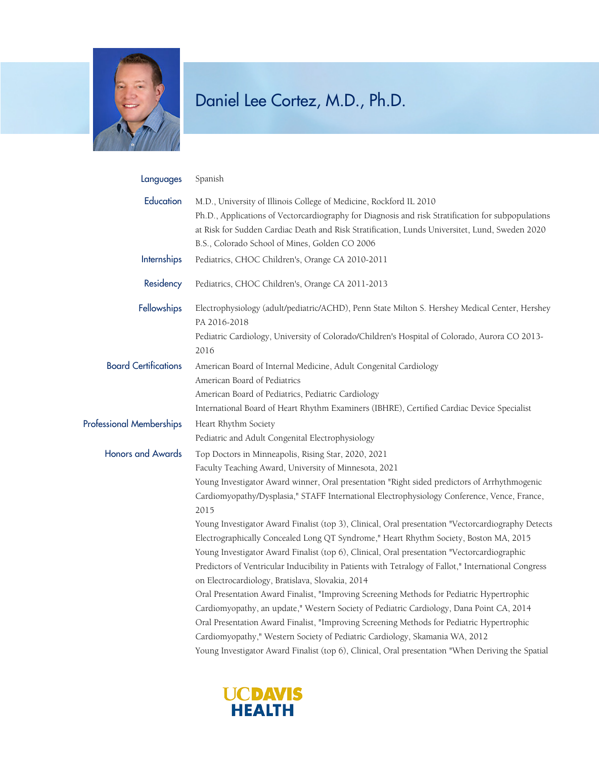# Daniel Lee Cortez, M.D., Ph.D.

**Languages**
Spanish

**Education**
M.D., University of Illinois College of Medicine, Rockford IL 2010
Ph.D., Applications of Vectorcardiography for Diagnosis and risk Stratification for subpopulations at Risk for Sudden Cardiac Death and Risk Stratification, Lunds Universitet, Lund, Sweden 2020
B.S., Colorado School of Mines, Golden CO 2006

**Internships**
Pediatrics, CHOC Children's, Orange CA 2010-2011

**Residency**
Pediatrics, CHOC Children's, Orange CA 2011-2013

**Fellowships**
Electrophysiology (adult/pediatric/ACHD), Penn State Milton S. Hershey Medical Center, Hershey PA 2016-2018
Pediatric Cardiology, University of Colorado/Children's Hospital of Colorado, Aurora CO 2013-2016

**Board Certifications**
American Board of Internal Medicine, Adult Congenital Cardiology
American Board of Pediatrics
American Board of Pediatrics, Pediatric Cardiology
International Board of Heart Rhythm Examiners (IBHRE), Certified Cardiac Device Specialist

**Professional Memberships**
Heart Rhythm Society
Pediatric and Adult Congenital Electrophysiology

**Honors and Awards**
Top Doctors in Minneapolis, Rising Star, 2020, 2021
Faculty Teaching Award, University of Minnesota, 2021
Young Investigator Award winner, Oral presentation "Right sided predictors of Arrhythmogenic Cardiomyopathy/Dysplasia," STAFF International Electrophysiology Conference, Vence, France, 2015
Young Investigator Award Finalist (top 3), Clinical, Oral presentation "Vectorcardiography Detects Electrographically Concealed Long QT Syndrome," Heart Rhythm Society, Boston MA, 2015
Young Investigator Award Finalist (top 6), Clinical, Oral presentation "Vectorcardiographic Predictors of Ventricular Inducibility in Patients with Tetralogy of Fallot," International Congress on Electrocardiology, Bratislava, Slovakia, 2014
Oral Presentation Award Finalist, "Improving Screening Methods for Pediatric Hypertrophic Cardiomyopathy, an update," Western Society of Pediatric Cardiology, Dana Point CA, 2014
Oral Presentation Award Finalist, "Improving Screening Methods for Pediatric Hypertrophic Cardiomyopathy," Western Society of Pediatric Cardiology, Skamania WA, 2012
Young Investigator Award Finalist (top 6), Clinical, Oral presentation "When Deriving the Spatial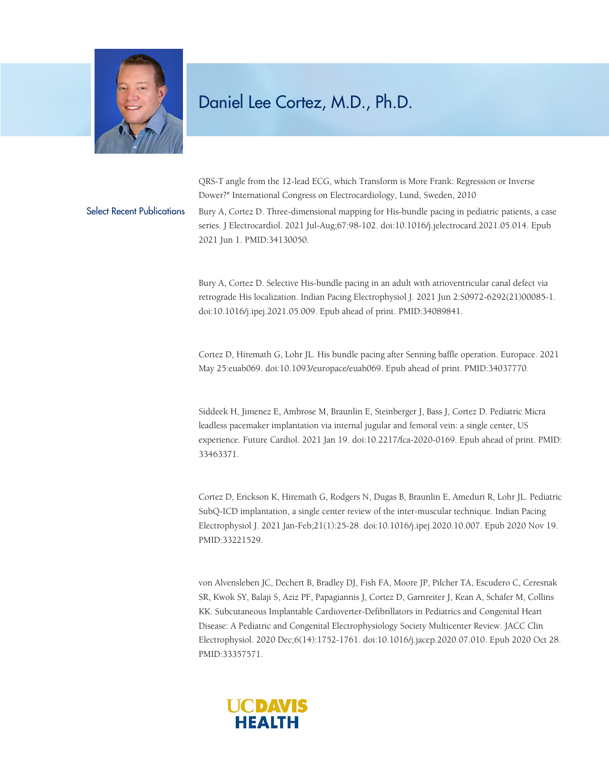# Daniel Lee Cortez, M.D., Ph.D.

QRS-T angle from the 12-lead ECG, which Transform is More Frank: Regression or Inverse Dower?" International Congress on Electrocardiology, Lund, Sweden, 2010

## Select Recent Publications

Bury A, Cortez D. Three-dimensional mapping for His-bundle pacing in pediatric patients, a case series. J Electrocardiol. 2021 Jul-Aug;67:98-102. doi:10.1016/j.jelectrocard.2021.05.014. Epub 2021 Jun 1. PMID:34130050.

Bury A, Cortez D. Selective His-bundle pacing in an adult with atrioventricular canal defect via retrograde His localization. Indian Pacing Electrophysiol J. 2021 Jun 2:S0972-6292(21)00085-1. doi:10.1016/j.ipej.2021.05.009. Epub ahead of print. PMID:34089841.

Cortez D, Hiremath G, Lohr JL. His bundle pacing after Senning baffle operation. Europace. 2021 May 25:euab069. doi:10.1093/europace/euab069. Epub ahead of print. PMID:34037770.

Siddeek H, Jimenez E, Ambrose M, Braunlin E, Steinberger J, Bass J, Cortez D. Pediatric Micra leadless pacemaker implantation via internal jugular and femoral vein: a single center, US experience. Future Cardiol. 2021 Jan 19. doi:10.2217/fca-2020-0169. Epub ahead of print. PMID: 33463371.

Cortez D, Erickson K, Hiremath G, Rodgers N, Dugas B, Braunlin E, Ameduri R, Lohr JL. Pediatric SubQ-ICD implantation, a single center review of the inter-muscular technique. Indian Pacing Electrophysiol J. 2021 Jan-Feb;21(1):25-28. doi:10.1016/j.ipej.2020.10.007. Epub 2020 Nov 19. PMID:33221529.

von Alvensleben JC, Dechert B, Bradley DJ, Fish FA, Moore JP, Pilcher TA, Escudero C, Ceresnak SR, Kwok SY, Balaji S, Aziz PF, Papagiannis J, Cortez D, Garnreiter J, Kean A, Schäfer M, Collins KK. Subcutaneous Implantable Cardioverter-Defibrillators in Pediatrics and Congenital Heart Disease: A Pediatric and Congenital Electrophysiology Society Multicenter Review. JACC Clin Electrophysiol. 2020 Dec;6(14):1752-1761. doi:10.1016/j.jacep.2020.07.010. Epub 2020 Oct 28. PMID:33357571.

UCDAVIS HEALTH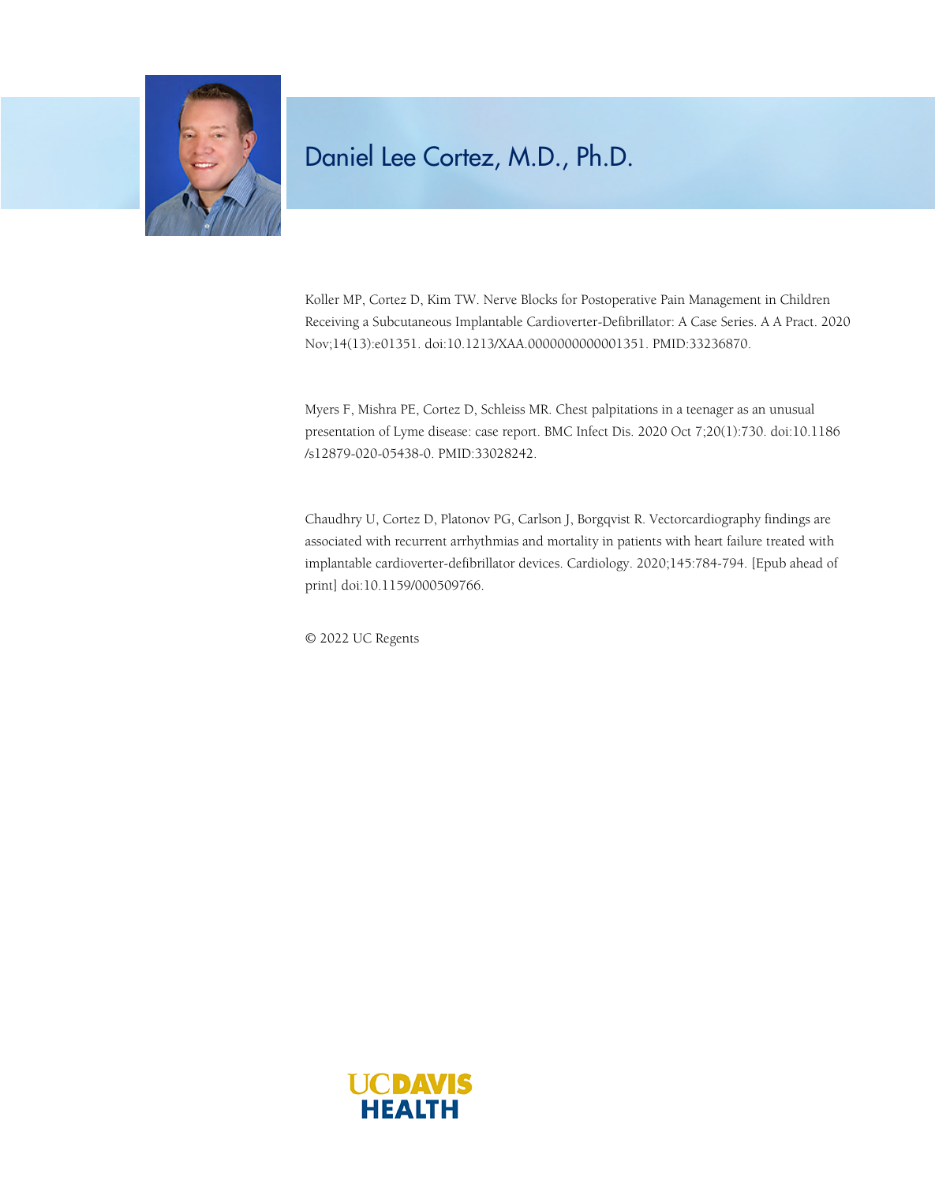# Daniel Lee Cortez, M.D., Ph.D.

Koller MP, Cortez D, Kim TW. Nerve Blocks for Postoperative Pain Management in Children Receiving a Subcutaneous Implantable Cardioverter-Defibrillator: A Case Series. A A Pract. 2020 Nov;14(13):e01351. doi:10.1213/XAA.0000000000001351. PMID:33236870.

Myers F, Mishra PE, Cortez D, Schleiss MR. Chest palpitations in a teenager as an unusual presentation of Lyme disease: case report. BMC Infect Dis. 2020 Oct 7;20(1):730. doi:10.1186/s12879-020-05438-0. PMID:33028242.

Chaudhry U, Cortez D, Platonov PG, Carlson J, Borgqvist R. Vectorcardiography findings are associated with recurrent arrhythmias and mortality in patients with heart failure treated with implantable cardioverter-defibrillator devices. Cardiology. 2020;145:784-794. [Epub ahead of print] doi:10.1159/000509766.

© 2022 UC Regents

UC DAVIS HEALTH